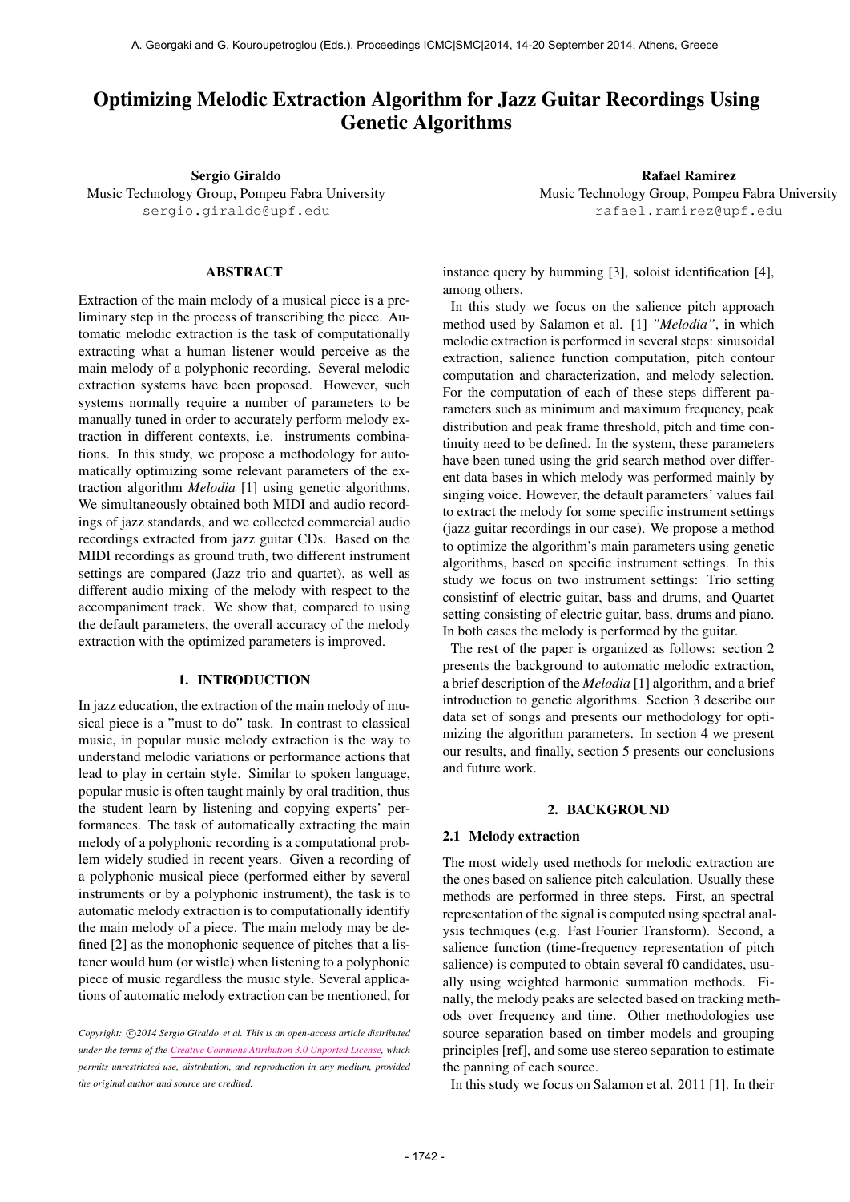# Optimizing Melodic Extraction Algorithm for Jazz Guitar Recordings Using Genetic Algorithms

**Sergio Giraldo**
Music Technology Group, Pompeu Fabra University
sergio.giraldo@upf.edu

**Rafael Ramirez**
Music Technology Group, Pompeu Fabra University
rafael.ramirez@upf.edu

## ABSTRACT

Extraction of the main melody of a musical piece is a preliminary step in the process of transcribing the piece. Automatic melodic extraction is the task of computationally extracting what a human listener would perceive as the main melody of a polyphonic recording. Several melodic extraction systems have been proposed. However, such systems normally require a number of parameters to be manually tuned in order to accurately perform melody extraction in different contexts, i.e. instruments combinations. In this study, we propose a methodology for automatically optimizing some relevant parameters of the extraction algorithm *Melodia* [1] using genetic algorithms. We simultaneously obtained both MIDI and audio recordings of jazz standards, and we collected commercial audio recordings extracted from jazz guitar CDs. Based on the MIDI recordings as ground truth, two different instrument settings are compared (Jazz trio and quartet), as well as different audio mixing of the melody with respect to the accompaniment track. We show that, compared to using the default parameters, the overall accuracy of the melody extraction with the optimized parameters is improved.

## 1. INTRODUCTION

In jazz education, the extraction of the main melody of musical piece is a "must to do" task. In contrast to classical music, in popular music melody extraction is the way to understand melodic variations or performance actions that lead to play in certain style. Similar to spoken language, popular music is often taught mainly by oral tradition, thus the student learn by listening and copying experts' performances. The task of automatically extracting the main melody of a polyphonic recording is a computational problem widely studied in recent years. Given a recording of a polyphonic musical piece (performed either by several instruments or by a polyphonic instrument), the task is to automatic melody extraction is to computationally identify the main melody of a piece. The main melody may be defined [2] as the monophonic sequence of pitches that a listener would hum (or wistle) when listening to a polyphonic piece of music regardless the music style. Several applications of automatic melody extraction can be mentioned, for instance query by humming [3], soloist identification [4], among others.

In this study we focus on the salience pitch approach method used by Salamon et al. [1] *"Melodia"*, in which melodic extraction is performed in several steps: sinusoidal extraction, salience function computation, pitch contour computation and characterization, and melody selection. For the computation of each of these steps different parameters such as minimum and maximum frequency, peak distribution and peak frame threshold, pitch and time continuity need to be defined. In the system, these parameters have been tuned using the grid search method over different data bases in which melody was performed mainly by singing voice. However, the default parameters' values fail to extract the melody for some specific instrument settings (jazz guitar recordings in our case). We propose a method to optimize the algorithm's main parameters using genetic algorithms, based on specific instrument settings. In this study we focus on two instrument settings: Trio setting consistinf of electric guitar, bass and drums, and Quartet setting consisting of electric guitar, bass, drums and piano. In both cases the melody is performed by the guitar.

The rest of the paper is organized as follows: section 2 presents the background to automatic melodic extraction, a brief description of the *Melodia* [1] algorithm, and a brief introduction to genetic algorithms. Section 3 describe our data set of songs and presents our methodology for optimizing the algorithm parameters. In section 4 we present our results, and finally, section 5 presents our conclusions and future work.

## 2. BACKGROUND

### 2.1 Melody extraction

The most widely used methods for melodic extraction are the ones based on salience pitch calculation. Usually these methods are performed in three steps. First, an spectral representation of the signal is computed using spectral analysis techniques (e.g. Fast Fourier Transform). Second, a salience function (time-frequency representation of pitch salience) is computed to obtain several f0 candidates, usually using weighted harmonic summation methods. Finally, the melody peaks are selected based on tracking methods over frequency and time. Other methodologies use source separation based on timber models and grouping principles [ref], and some use stereo separation to estimate the panning of each source.

In this study we focus on Salamon et al. 2011 [1]. In their

*Copyright: ©2014 Sergio Giraldo et al. This is an open-access article distributed under the terms of the Creative Commons Attribution 3.0 Unported License, which permits unrestricted use, distribution, and reproduction in any medium, provided the original author and source are credited.*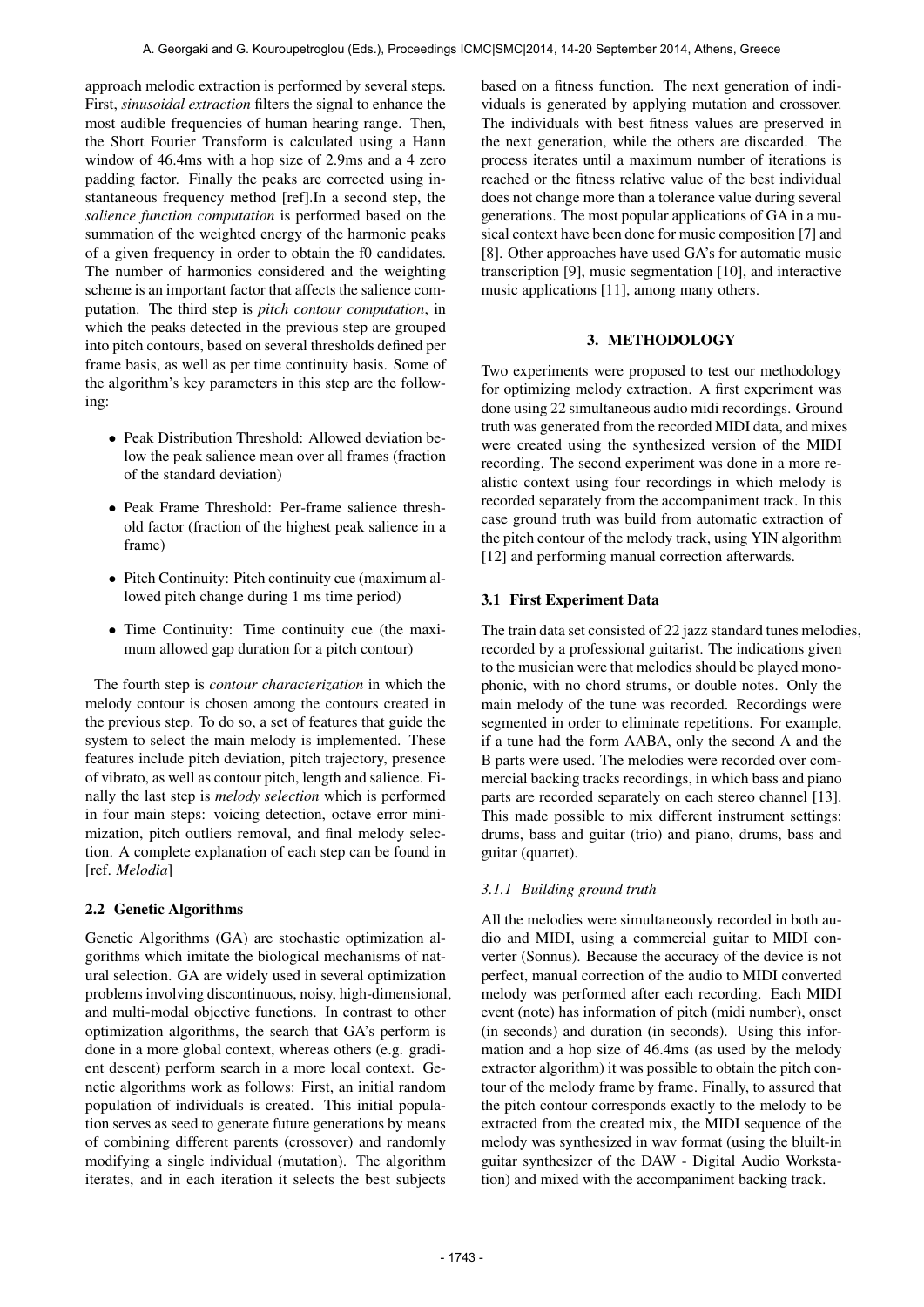approach melodic extraction is performed by several steps. First, *sinusoidal extraction* filters the signal to enhance the most audible frequencies of human hearing range. Then, the Short Fourier Transform is calculated using a Hann window of 46.4ms with a hop size of 2.9ms and a 4 zero padding factor. Finally the peaks are corrected using instantaneous frequency method [ref].In a second step, the *salience function computation* is performed based on the summation of the weighted energy of the harmonic peaks of a given frequency in order to obtain the f0 candidates. The number of harmonics considered and the weighting scheme is an important factor that affects the salience computation. The third step is *pitch contour computation*, in which the peaks detected in the previous step are grouped into pitch contours, based on several thresholds defined per frame basis, as well as per time continuity basis. Some of the algorithm's key parameters in this step are the following:

- Peak Distribution Threshold: Allowed deviation below the peak salience mean over all frames (fraction of the standard deviation)
- Peak Frame Threshold: Per-frame salience threshold factor (fraction of the highest peak salience in a frame)
- Pitch Continuity: Pitch continuity cue (maximum allowed pitch change during 1 ms time period)
- Time Continuity: Time continuity cue (the maximum allowed gap duration for a pitch contour)

The fourth step is *contour characterization* in which the melody contour is chosen among the contours created in the previous step. To do so, a set of features that guide the system to select the main melody is implemented. These features include pitch deviation, pitch trajectory, presence of vibrato, as well as contour pitch, length and salience. Finally the last step is *melody selection* which is performed in four main steps: voicing detection, octave error minimization, pitch outliers removal, and final melody selection. A complete explanation of each step can be found in [ref. *Melodia*]

### 2.2 Genetic Algorithms

Genetic Algorithms (GA) are stochastic optimization algorithms which imitate the biological mechanisms of natural selection. GA are widely used in several optimization problems involving discontinuous, noisy, high-dimensional, and multi-modal objective functions. In contrast to other optimization algorithms, the search that GA's perform is done in a more global context, whereas others (e.g. gradient descent) perform search in a more local context. Genetic algorithms work as follows: First, an initial random population of individuals is created. This initial population serves as seed to generate future generations by means of combining different parents (crossover) and randomly modifying a single individual (mutation). The algorithm iterates, and in each iteration it selects the best subjects based on a fitness function. The next generation of individuals is generated by applying mutation and crossover. The individuals with best fitness values are preserved in the next generation, while the others are discarded. The process iterates until a maximum number of iterations is reached or the fitness relative value of the best individual does not change more than a tolerance value during several generations. The most popular applications of GA in a musical context have been done for music composition [7] and [8]. Other approaches have used GA's for automatic music transcription [9], music segmentation [10], and interactive music applications [11], among many others.

## 3. METHODOLOGY

Two experiments were proposed to test our methodology for optimizing melody extraction. A first experiment was done using 22 simultaneous audio midi recordings. Ground truth was generated from the recorded MIDI data, and mixes were created using the synthesized version of the MIDI recording. The second experiment was done in a more realistic context using four recordings in which melody is recorded separately from the accompaniment track. In this case ground truth was build from automatic extraction of the pitch contour of the melody track, using YIN algorithm [12] and performing manual correction afterwards.

### 3.1 First Experiment Data

The train data set consisted of 22 jazz standard tunes melodies, recorded by a professional guitarist. The indications given to the musician were that melodies should be played monophonic, with no chord strums, or double notes. Only the main melody of the tune was recorded. Recordings were segmented in order to eliminate repetitions. For example, if a tune had the form AABA, only the second A and the B parts were used. The melodies were recorded over commercial backing tracks recordings, in which bass and piano parts are recorded separately on each stereo channel [13]. This made possible to mix different instrument settings: drums, bass and guitar (trio) and piano, drums, bass and guitar (quartet).

#### *3.1.1 Building ground truth*

All the melodies were simultaneously recorded in both audio and MIDI, using a commercial guitar to MIDI converter (Sonnus). Because the accuracy of the device is not perfect, manual correction of the audio to MIDI converted melody was performed after each recording. Each MIDI event (note) has information of pitch (midi number), onset (in seconds) and duration (in seconds). Using this information and a hop size of 46.4ms (as used by the melody extractor algorithm) it was possible to obtain the pitch contour of the melody frame by frame. Finally, to assured that the pitch contour corresponds exactly to the melody to be extracted from the created mix, the MIDI sequence of the melody was synthesized in wav format (using the bluilt-in guitar synthesizer of the DAW - Digital Audio Workstation) and mixed with the accompaniment backing track.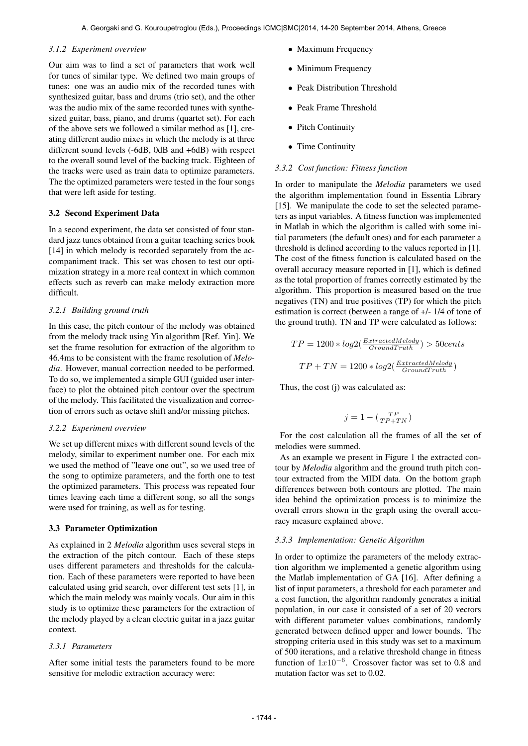#### 3.1.2 Experiment overview

Our aim was to find a set of parameters that work well for tunes of similar type. We defined two main groups of tunes: one was an audio mix of the recorded tunes with synthesized guitar, bass and drums (trio set), and the other was the audio mix of the same recorded tunes with synthesized guitar, bass, piano, and drums (quartet set). For each of the above sets we followed a similar method as [1], creating different audio mixes in which the melody is at three different sound levels (-6dB, 0dB and +6dB) with respect to the overall sound level of the backing track. Eighteen of the tracks were used as train data to optimize parameters. The the optimized parameters were tested in the four songs that were left aside for testing.

### 3.2 Second Experiment Data

In a second experiment, the data set consisted of four standard jazz tunes obtained from a guitar teaching series book [14] in which melody is recorded separately from the accompaniment track. This set was chosen to test our optimization strategy in a more real context in which common effects such as reverb can make melody extraction more difficult.

#### 3.2.1 Building ground truth

In this case, the pitch contour of the melody was obtained from the melody track using Yin algorithm [Ref. Yin]. We set the frame resolution for extraction of the algorithm to 46.4ms to be consistent with the frame resolution of *Melodia*. However, manual correction needed to be performed. To do so, we implemented a simple GUI (guided user interface) to plot the obtained pitch contour over the spectrum of the melody. This facilitated the visualization and correction of errors such as octave shift and/or missing pitches.

#### 3.2.2 Experiment overview

We set up different mixes with different sound levels of the melody, similar to experiment number one. For each mix we used the method of "leave one out", so we used tree of the song to optimize parameters, and the forth one to test the optimized parameters. This process was repeated four times leaving each time a different song, so all the songs were used for training, as well as for testing.

### 3.3 Parameter Optimization

As explained in 2 *Melodia* algorithm uses several steps in the extraction of the pitch contour. Each of these steps uses different parameters and thresholds for the calculation. Each of these parameters were reported to have been calculated using grid search, over different test sets [1], in which the main melody was mainly vocals. Our aim in this study is to optimize these parameters for the extraction of the melody played by a clean electric guitar in a jazz guitar context.

#### 3.3.1 Parameters

After some initial tests the parameters found to be more sensitive for melodic extraction accuracy were:

- Maximum Frequency
- Minimum Frequency
- Peak Distribution Threshold
- Peak Frame Threshold
- Pitch Continuity
- Time Continuity

#### 3.3.2 Cost function: Fitness function

In order to manipulate the *Melodia* parameters we used the algorithm implementation found in Essentia Library [15]. We manipulate the code to set the selected parameters as input variables. A fitness function was implemented in Matlab in which the algorithm is called with some initial parameters (the default ones) and for each parameter a threshold is defined according to the values reported in [1]. The cost of the fitness function is calculated based on the overall accuracy measure reported in [1], which is defined as the total proportion of frames correctly estimated by the algorithm. This proportion is measured based on the true negatives (TN) and true positives (TP) for which the pitch estimation is correct (between a range of +/- 1/4 of tone of the ground truth). TN and TP were calculated as follows:

$$TP = 1200 * log2(\frac{ExtractedMelody}{GroundTruth}) > 50cents$$

$$TP + TN = 1200 * log2(\frac{ExtractedMelody}{GroundTruth})$$

Thus, the cost (j) was calculated as:

$$j = 1 - (\frac{TP}{TP + TN})$$

For the cost calculation all the frames of all the set of melodies were summed.

As an example we present in Figure 1 the extracted contour by *Melodia* algorithm and the ground truth pitch contour extracted from the MIDI data. On the bottom graph differences between both contours are plotted. The main idea behind the optimization process is to minimize the overall errors shown in the graph using the overall accuracy measure explained above.

#### 3.3.3 Implementation: Genetic Algorithm

In order to optimize the parameters of the melody extraction algorithm we implemented a genetic algorithm using the Matlab implementation of GA [16]. After defining a list of input parameters, a threshold for each parameter and a cost function, the algorithm randomly generates a initial population, in our case it consisted of a set of 20 vectors with different parameter values combinations, randomly generated between defined upper and lower bounds. The stropping criteria used in this study was set to a maximum of 500 iterations, and a relative threshold change in fitness function of $1x10^{-6}$. Crossover factor was set to 0.8 and mutation factor was set to 0.02.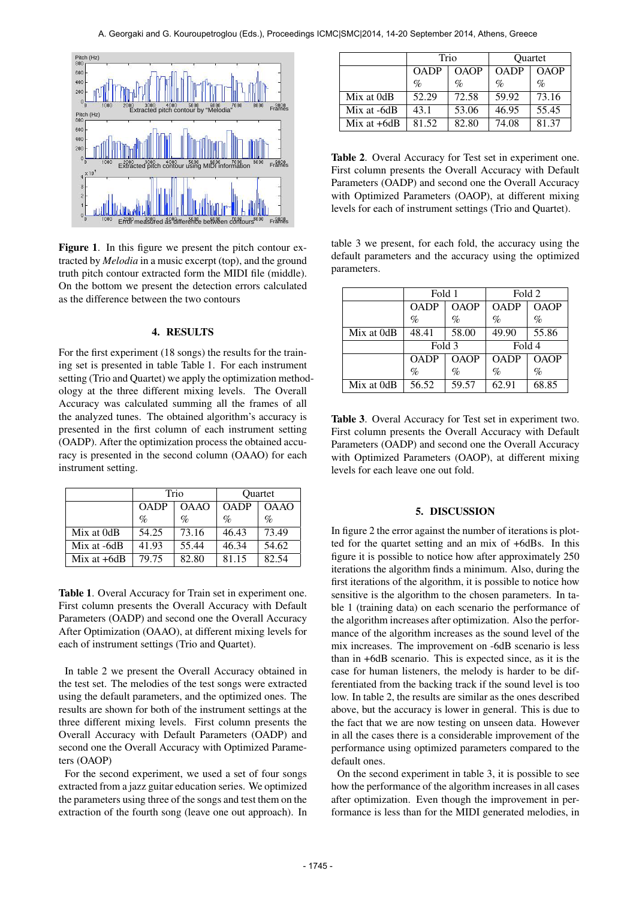**Figure 1**. In this figure we present the pitch contour extracted by *Melodia* in a music excerpt (top), and the ground truth pitch contour extracted form the MIDI file (middle). On the bottom we present the detection errors calculated as the difference between the two contours

## 4. RESULTS

For the first experiment (18 songs) the results for the training set is presented in table Table 1. For each instrument setting (Trio and Quartet) we apply the optimization methodology at the three different mixing levels. The Overall Accuracy was calculated summing all the frames of all the analyzed tunes. The obtained algorithm's accuracy is presented in the first column of each instrument setting (OADP). After the optimization process the obtained accuracy is presented in the second column (OAAO) for each instrument setting.

| | Trio | | Quartet | |
|---|---|---|---|---|
| | OADP % | OAAO % | OADP % | OAAO % |
| Mix at 0dB | 54.25 | 73.16 | 46.43 | 73.49 |
| Mix at -6dB | 41.93 | 55.44 | 46.34 | 54.62 |
| Mix at +6dB | 79.75 | 82.80 | 81.15 | 82.54 |

**Table 1**. Overal Accuracy for Train set in experiment one. First column presents the Overall Accuracy with Default Parameters (OADP) and second one the Overall Accuracy After Optimization (OAAO), at different mixing levels for each of instrument settings (Trio and Quartet).

In table 2 we present the Overall Accuracy obtained in the test set. The melodies of the test songs were extracted using the default parameters, and the optimized ones. The results are shown for both of the instrument settings at the three different mixing levels. First column presents the Overall Accuracy with Default Parameters (OADP) and second one the Overall Accuracy with Optimized Parameters (OAOP)

For the second experiment, we used a set of four songs extracted from a jazz guitar education series. We optimized the parameters using three of the songs and test them on the extraction of the fourth song (leave one out approach). In table 3 we present, for each fold, the accuracy using the default parameters and the accuracy using the optimized parameters.

| | Trio | | Quartet | |
|---|---|---|---|---|
| | OADP % | OAOP % | OADP % | OAOP % |
| Mix at 0dB | 52.29 | 72.58 | 59.92 | 73.16 |
| Mix at -6dB | 43.1 | 53.06 | 46.95 | 55.45 |
| Mix at +6dB | 81.52 | 82.80 | 74.08 | 81.37 |

**Table 2**. Overal Accuracy for Test set in experiment one. First column presents the Overall Accuracy with Default Parameters (OADP) and second one the Overall Accuracy with Optimized Parameters (OAOP), at different mixing levels for each of instrument settings (Trio and Quartet).

| | Fold 1 | | Fold 2 | |
|---|---|---|---|---|
| | OADP % | OAOP % | OADP % | OAOP % |
| Mix at 0dB | 48.41 | 58.00 | 49.90 | 55.86 |
| | Fold 3 | | Fold 4 | |
| | OADP % | OAOP % | OADP % | OAOP % |
| Mix at 0dB | 56.52 | 59.57 | 62.91 | 68.85 |

**Table 3**. Overal Accuracy for Test set in experiment two. First column presents the Overall Accuracy with Default Parameters (OADP) and second one the Overall Accuracy with Optimized Parameters (OAOP), at different mixing levels for each leave one out fold.

## 5. DISCUSSION

In figure 2 the error against the number of iterations is plotted for the quartet setting and an mix of +6dBs. In this figure it is possible to notice how after approximately 250 iterations the algorithm finds a minimum. Also, during the first iterations of the algorithm, it is possible to notice how sensitive is the algorithm to the chosen parameters. In table 1 (training data) on each scenario the performance of the algorithm increases after optimization. Also the performance of the algorithm increases as the sound level of the mix increases. The improvement on -6dB scenario is less than in +6dB scenario. This is expected since, as it is the case for human listeners, the melody is harder to be differentiated from the backing track if the sound level is too low. In table 2, the results are similar as the ones described above, but the accuracy is lower in general. This is due to the fact that we are now testing on unseen data. However in all the cases there is a considerable improvement of the performance using optimized parameters compared to the default ones.

On the second experiment in table 3, it is possible to see how the performance of the algorithm increases in all cases after optimization. Even though the improvement in performance is less than for the MIDI generated melodies, in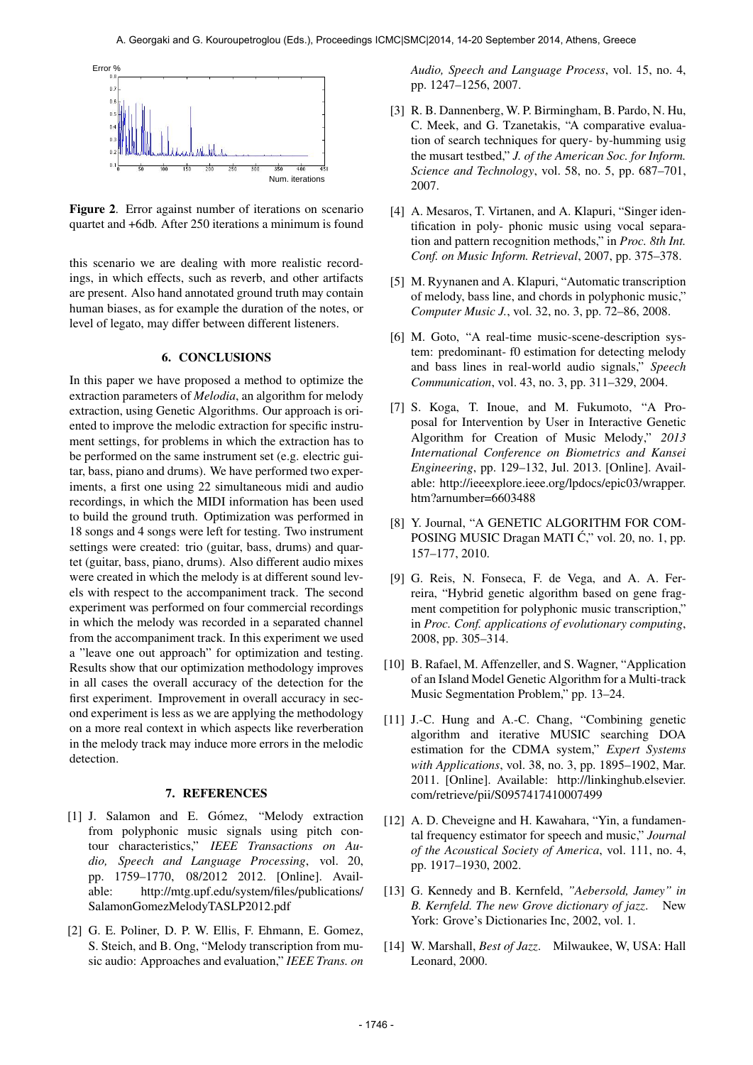**Figure 2**. Error against number of iterations on scenario quartet and +6db. After 250 iterations a minimum is found

this scenario we are dealing with more realistic recordings, in which effects, such as reverb, and other artifacts are present. Also hand annotated ground truth may contain human biases, as for example the duration of the notes, or level of legato, may differ between different listeners.

## 6. CONCLUSIONS

In this paper we have proposed a method to optimize the extraction parameters of *Melodia*, an algorithm for melody extraction, using Genetic Algorithms. Our approach is oriented to improve the melodic extraction for specific instrument settings, for problems in which the extraction has to be performed on the same instrument set (e.g. electric guitar, bass, piano and drums). We have performed two experiments, a first one using 22 simultaneous midi and audio recordings, in which the MIDI information has been used to build the ground truth. Optimization was performed in 18 songs and 4 songs were left for testing. Two instrument settings were created: trio (guitar, bass, drums) and quartet (guitar, bass, piano, drums). Also different audio mixes were created in which the melody is at different sound levels with respect to the accompaniment track. The second experiment was performed on four commercial recordings in which the melody was recorded in a separated channel from the accompaniment track. In this experiment we used a "leave one out approach" for optimization and testing. Results show that our optimization methodology improves in all cases the overall accuracy of the detection for the first experiment. Improvement in overall accuracy in second experiment is less as we are applying the methodology on a more real context in which aspects like reverberation in the melody track may induce more errors in the melodic detection.

## 7. REFERENCES

[1] J. Salamon and E. Gómez, "Melody extraction from polyphonic music signals using pitch contour characteristics," *IEEE Transactions on Audio, Speech and Language Processing*, vol. 20, pp. 1759–1770, 08/2012 2012. [Online]. Available: http://mtg.upf.edu/system/files/publications/SalamonGomezMelodyTASLP2012.pdf

[2] G. E. Poliner, D. P. W. Ellis, F. Ehmann, E. Gomez, S. Steich, and B. Ong, "Melody transcription from music audio: Approaches and evaluation," *IEEE Trans. on Audio, Speech and Language Process*, vol. 15, no. 4, pp. 1247–1256, 2007.

[3] R. B. Dannenberg, W. P. Birmingham, B. Pardo, N. Hu, C. Meek, and G. Tzanetakis, "A comparative evaluation of search techniques for query- by-humming usig the musart testbed," *J. of the American Soc. for Inform. Science and Technology*, vol. 58, no. 5, pp. 687–701, 2007.

[4] A. Mesaros, T. Virtanen, and A. Klapuri, "Singer identification in poly- phonic music using vocal separation and pattern recognition methods," in *Proc. 8th Int. Conf. on Music Inform. Retrieval*, 2007, pp. 375–378.

[5] M. Ryynanen and A. Klapuri, "Automatic transcription of melody, bass line, and chords in polyphonic music," *Computer Music J.*, vol. 32, no. 3, pp. 72–86, 2008.

[6] M. Goto, "A real-time music-scene-description system: predominant- f0 estimation for detecting melody and bass lines in real-world audio signals," *Speech Communication*, vol. 43, no. 3, pp. 311–329, 2004.

[7] S. Koga, T. Inoue, and M. Fukumoto, "A Proposal for Intervention by User in Interactive Genetic Algorithm for Creation of Music Melody," *2013 International Conference on Biometrics and Kansei Engineering*, pp. 129–132, Jul. 2013. [Online]. Available: http://ieeexplore.ieee.org/lpdocs/epic03/wrapper.htm?arnumber=6603488

[8] Y. Journal, "A GENETIC ALGORITHM FOR COMPOSING MUSIC Dragan MATI Ć," vol. 20, no. 1, pp. 157–177, 2010.

[9] G. Reis, N. Fonseca, F. de Vega, and A. A. Ferreira, "Hybrid genetic algorithm based on gene fragment competition for polyphonic music transcription," in *Proc. Conf. applications of evolutionary computing*, 2008, pp. 305–314.

[10] B. Rafael, M. Affenzeller, and S. Wagner, "Application of an Island Model Genetic Algorithm for a Multi-track Music Segmentation Problem," pp. 13–24.

[11] J.-C. Hung and A.-C. Chang, "Combining genetic algorithm and iterative MUSIC searching DOA estimation for the CDMA system," *Expert Systems with Applications*, vol. 38, no. 3, pp. 1895–1902, Mar. 2011. [Online]. Available: http://linkinghub.elsevier.com/retrieve/pii/S0957417410007499

[12] A. D. Cheveigne and H. Kawahara, "Yin, a fundamental frequency estimator for speech and music," *Journal of the Acoustical Society of America*, vol. 111, no. 4, pp. 1917–1930, 2002.

[13] G. Kennedy and B. Kernfeld, *"Aebersold, Jamey" in B. Kernfeld. The new Grove dictionary of jazz*. New York: Grove's Dictionaries Inc, 2002, vol. 1.

[14] W. Marshall, *Best of Jazz*. Milwaukee, W, USA: Hall Leonard, 2000.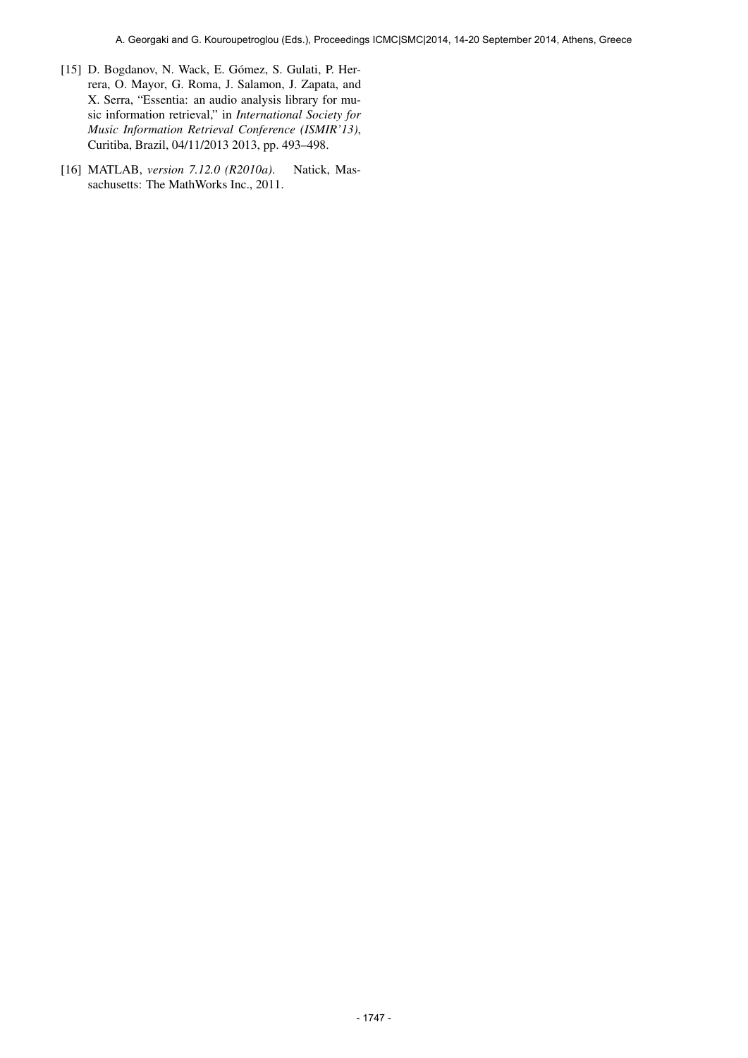[15] D. Bogdanov, N. Wack, E. Gómez, S. Gulati, P. Herrera, O. Mayor, G. Roma, J. Salamon, J. Zapata, and X. Serra, "Essentia: an audio analysis library for music information retrieval," in *International Society for Music Information Retrieval Conference (ISMIR'13)*, Curitiba, Brazil, 04/11/2013 2013, pp. 493–498.

[16] MATLAB, *version 7.12.0 (R2010a)*. Natick, Massachusetts: The MathWorks Inc., 2011.